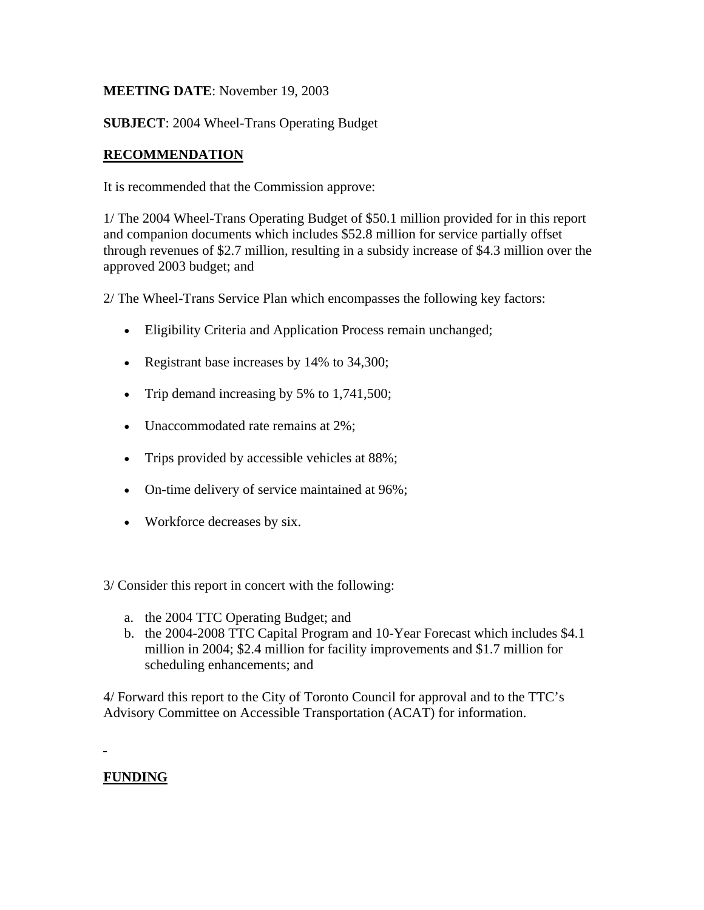**MEETING DATE**: November 19, 2003

**SUBJECT**: 2004 Wheel-Trans Operating Budget

## RECOMMENDATION

It is recommended that the Commission approve:

1/ The 2004 Wheel-Trans Operating Budget of $50.1 million provided for in this report and companion documents which includes $52.8 million for service partially offset through revenues of $2.7 million, resulting in a subsidy increase of $4.3 million over the approved 2003 budget; and

2/ The Wheel-Trans Service Plan which encompasses the following key factors:

- Eligibility Criteria and Application Process remain unchanged;
- Registrant base increases by 14% to 34,300;
- Trip demand increasing by 5% to 1,741,500;
- Unaccommodated rate remains at 2%;
- Trips provided by accessible vehicles at 88%;
- On-time delivery of service maintained at 96%;
- Workforce decreases by six.

3/ Consider this report in concert with the following:

a. the 2004 TTC Operating Budget; and
b. the 2004-2008 TTC Capital Program and 10-Year Forecast which includes $4.1 million in 2004; $2.4 million for facility improvements and $1.7 million for scheduling enhancements; and

4/ Forward this report to the City of Toronto Council for approval and to the TTC's Advisory Committee on Accessible Transportation (ACAT) for information.

## FUNDING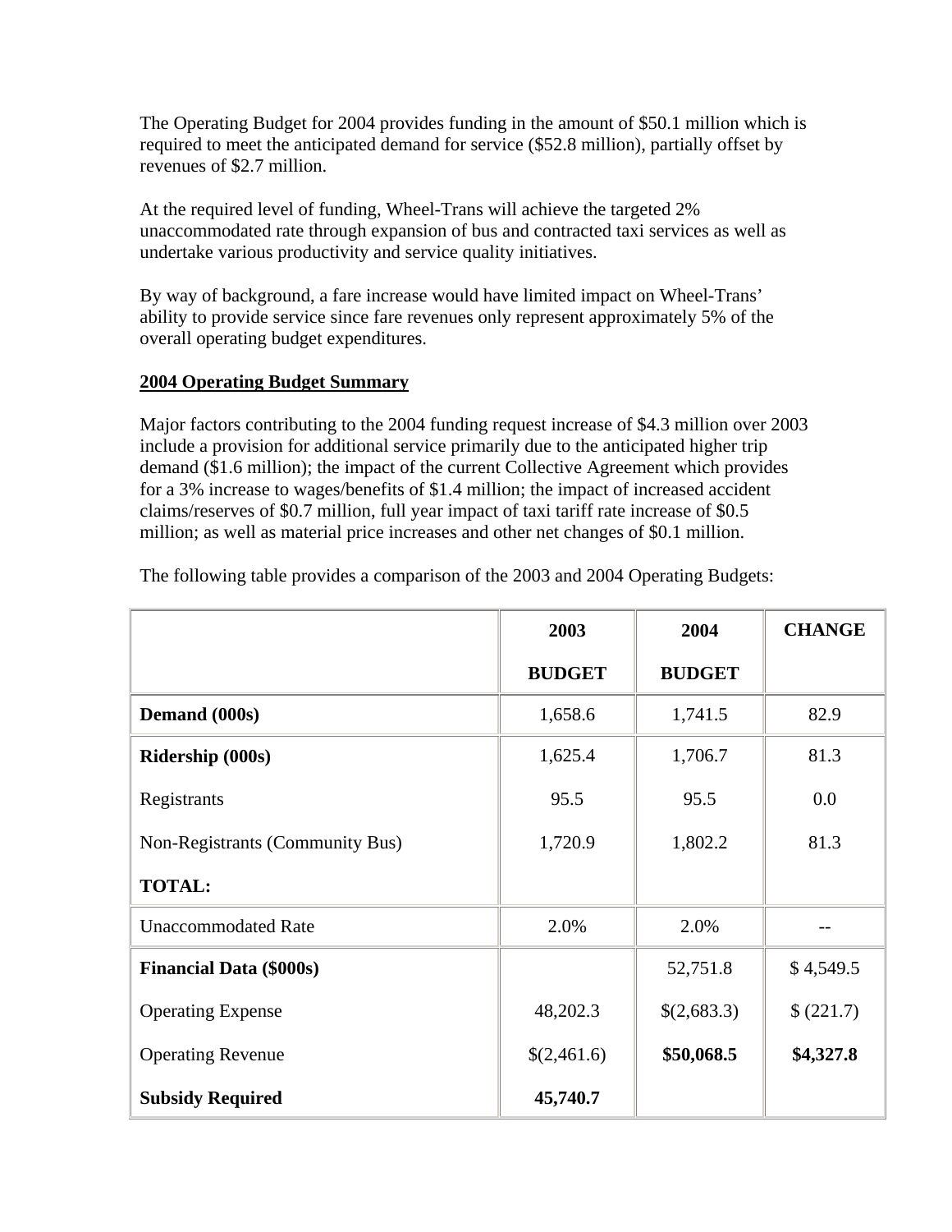The Operating Budget for 2004 provides funding in the amount of $50.1 million which is required to meet the anticipated demand for service ($52.8 million), partially offset by revenues of $2.7 million.

At the required level of funding, Wheel-Trans will achieve the targeted 2% unaccommodated rate through expansion of bus and contracted taxi services as well as undertake various productivity and service quality initiatives.

By way of background, a fare increase would have limited impact on Wheel-Trans' ability to provide service since fare revenues only represent approximately 5% of the overall operating budget expenditures.

**2004 Operating Budget Summary**

Major factors contributing to the 2004 funding request increase of $4.3 million over 2003 include a provision for additional service primarily due to the anticipated higher trip demand ($1.6 million); the impact of the current Collective Agreement which provides for a 3% increase to wages/benefits of $1.4 million; the impact of increased accident claims/reserves of $0.7 million, full year impact of taxi tariff rate increase of $0.5 million; as well as material price increases and other net changes of $0.1 million.

The following table provides a comparison of the 2003 and 2004 Operating Budgets:

| | 2003 BUDGET | 2004 BUDGET | CHANGE |
|---|---|---|---|
| **Demand (000s)** | 1,658.6 | 1,741.5 | 82.9 |
| **Ridership (000s)** | 1,625.4 | 1,706.7 | 81.3 |
| Registrants | 95.5 | 95.5 | 0.0 |
| Non-Registrants (Community Bus) | 1,720.9 | 1,802.2 | 81.3 |
| **TOTAL:** | | | |
| Unaccommodated Rate | 2.0% | 2.0% | -- |
| **Financial Data ($000s)** | | 52,751.8 | $ 4,549.5 |
| Operating Expense | 48,202.3 | $(2,683.3) | $ (221.7) |
| Operating Revenue | $(2,461.6) | **$50,068.5** | **$4,327.8** |
| **Subsidy Required** | **45,740.7** | | |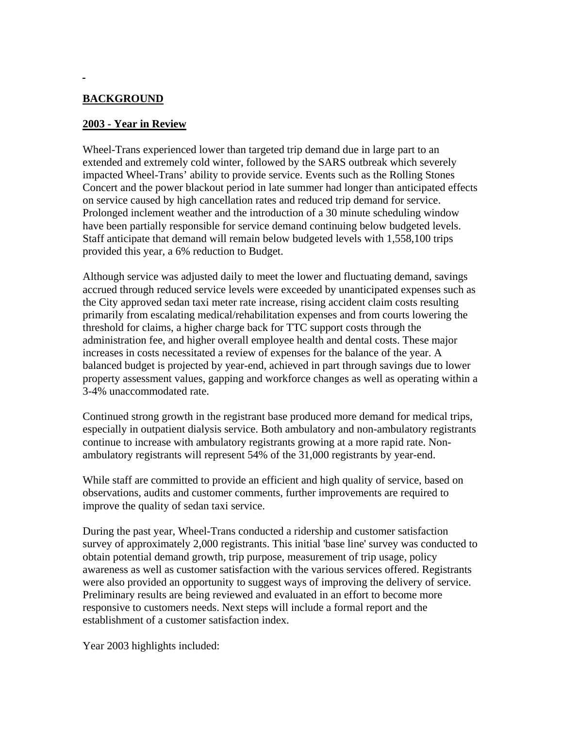## BACKGROUND

### 2003 - Year in Review

Wheel-Trans experienced lower than targeted trip demand due in large part to an extended and extremely cold winter, followed by the SARS outbreak which severely impacted Wheel-Trans' ability to provide service. Events such as the Rolling Stones Concert and the power blackout period in late summer had longer than anticipated effects on service caused by high cancellation rates and reduced trip demand for service. Prolonged inclement weather and the introduction of a 30 minute scheduling window have been partially responsible for service demand continuing below budgeted levels. Staff anticipate that demand will remain below budgeted levels with 1,558,100 trips provided this year, a 6% reduction to Budget.

Although service was adjusted daily to meet the lower and fluctuating demand, savings accrued through reduced service levels were exceeded by unanticipated expenses such as the City approved sedan taxi meter rate increase, rising accident claim costs resulting primarily from escalating medical/rehabilitation expenses and from courts lowering the threshold for claims, a higher charge back for TTC support costs through the administration fee, and higher overall employee health and dental costs. These major increases in costs necessitated a review of expenses for the balance of the year. A balanced budget is projected by year-end, achieved in part through savings due to lower property assessment values, gapping and workforce changes as well as operating within a 3-4% unaccommodated rate.

Continued strong growth in the registrant base produced more demand for medical trips, especially in outpatient dialysis service. Both ambulatory and non-ambulatory registrants continue to increase with ambulatory registrants growing at a more rapid rate. Non-ambulatory registrants will represent 54% of the 31,000 registrants by year-end.

While staff are committed to provide an efficient and high quality of service, based on observations, audits and customer comments, further improvements are required to improve the quality of sedan taxi service.

During the past year, Wheel-Trans conducted a ridership and customer satisfaction survey of approximately 2,000 registrants. This initial 'base line' survey was conducted to obtain potential demand growth, trip purpose, measurement of trip usage, policy awareness as well as customer satisfaction with the various services offered. Registrants were also provided an opportunity to suggest ways of improving the delivery of service. Preliminary results are being reviewed and evaluated in an effort to become more responsive to customers needs. Next steps will include a formal report and the establishment of a customer satisfaction index.

Year 2003 highlights included: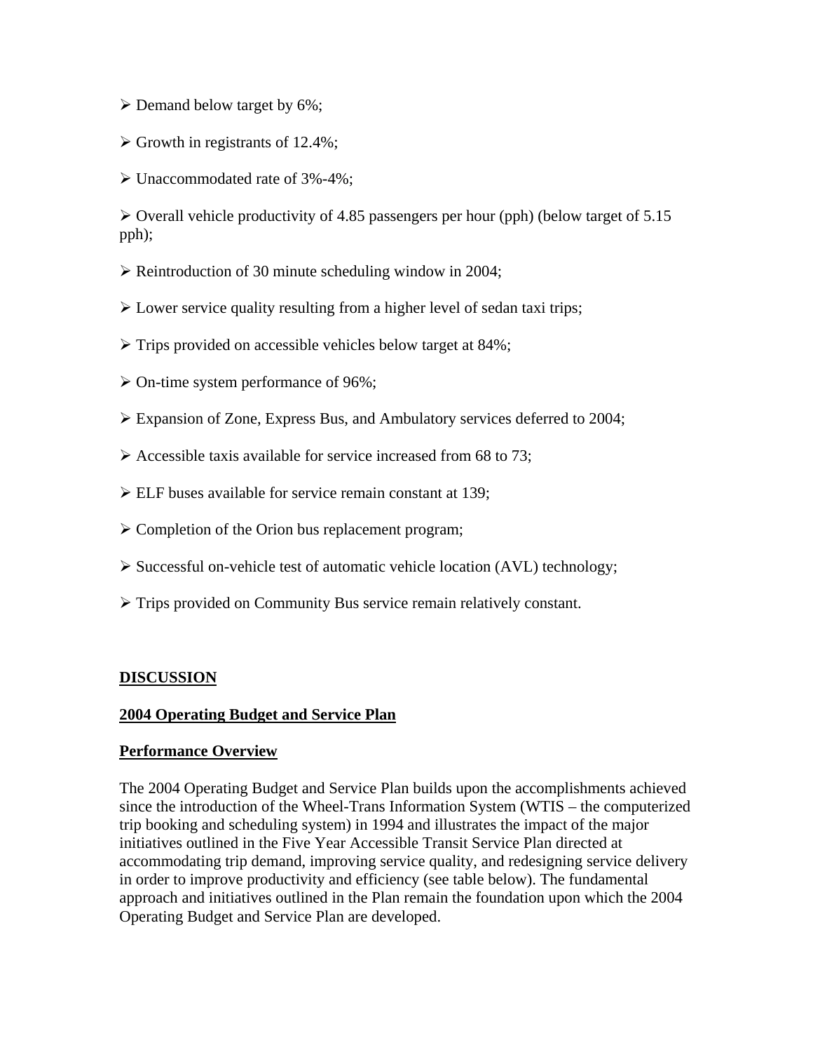- Demand below target by 6%;
- Growth in registrants of 12.4%;
- Unaccommodated rate of 3%-4%;
- Overall vehicle productivity of 4.85 passengers per hour (pph) (below target of 5.15 pph);
- Reintroduction of 30 minute scheduling window in 2004;
- Lower service quality resulting from a higher level of sedan taxi trips;
- Trips provided on accessible vehicles below target at 84%;
- On-time system performance of 96%;
- Expansion of Zone, Express Bus, and Ambulatory services deferred to 2004;
- Accessible taxis available for service increased from 68 to 73;
- ELF buses available for service remain constant at 139;
- Completion of the Orion bus replacement program;
- Successful on-vehicle test of automatic vehicle location (AVL) technology;
- Trips provided on Community Bus service remain relatively constant.

## DISCUSSION

### 2004 Operating Budget and Service Plan

### Performance Overview

The 2004 Operating Budget and Service Plan builds upon the accomplishments achieved since the introduction of the Wheel-Trans Information System (WTIS – the computerized trip booking and scheduling system) in 1994 and illustrates the impact of the major initiatives outlined in the Five Year Accessible Transit Service Plan directed at accommodating trip demand, improving service quality, and redesigning service delivery in order to improve productivity and efficiency (see table below). The fundamental approach and initiatives outlined in the Plan remain the foundation upon which the 2004 Operating Budget and Service Plan are developed.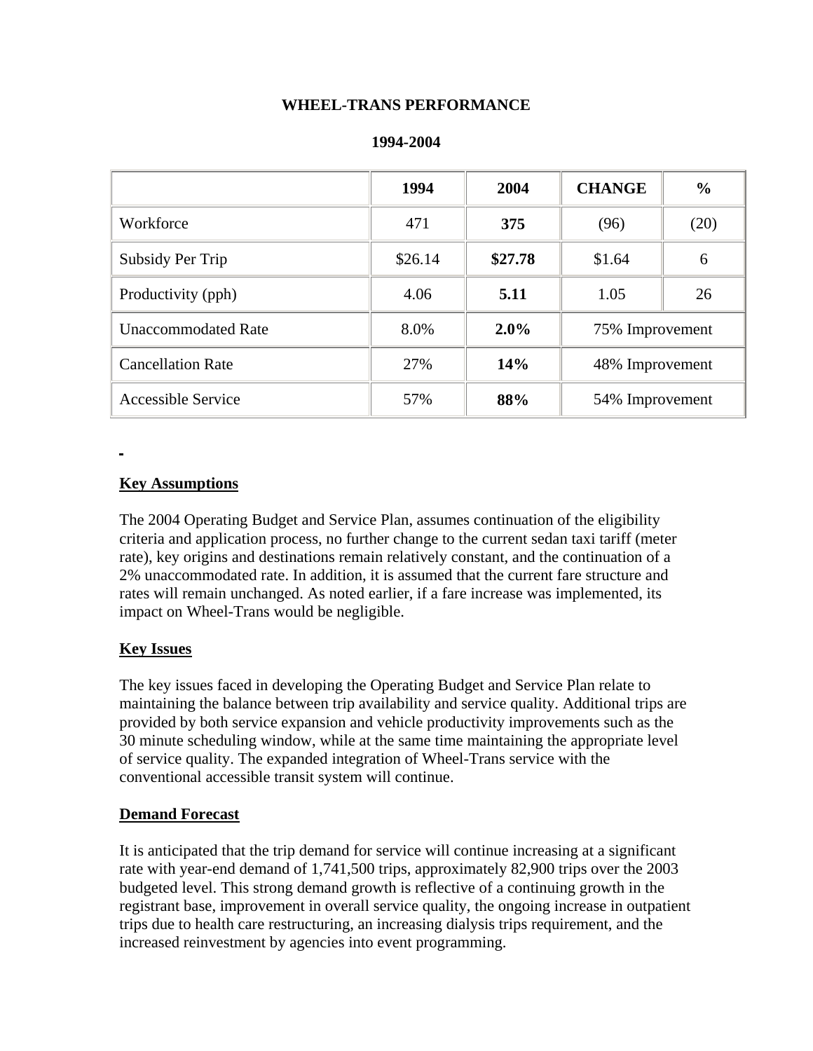**WHEEL-TRANS PERFORMANCE**

**1994-2004**

| | 1994 | 2004 | CHANGE | % |
|---|---|---|---|---|
| Workforce | 471 | **375** | (96) | (20) |
| Subsidy Per Trip | $26.14 | **$27.78** | $1.64 | 6 |
| Productivity (pph) | 4.06 | **5.11** | 1.05 | 26 |
| Unaccommodated Rate | 8.0% | **2.0%** | 75% Improvement | |
| Cancellation Rate | 27% | **14%** | 48% Improvement | |
| Accessible Service | 57% | **88%** | 54% Improvement | |

**Key Assumptions**

The 2004 Operating Budget and Service Plan, assumes continuation of the eligibility criteria and application process, no further change to the current sedan taxi tariff (meter rate), key origins and destinations remain relatively constant, and the continuation of a 2% unaccommodated rate. In addition, it is assumed that the current fare structure and rates will remain unchanged. As noted earlier, if a fare increase was implemented, its impact on Wheel-Trans would be negligible.

**Key Issues**

The key issues faced in developing the Operating Budget and Service Plan relate to maintaining the balance between trip availability and service quality. Additional trips are provided by both service expansion and vehicle productivity improvements such as the 30 minute scheduling window, while at the same time maintaining the appropriate level of service quality. The expanded integration of Wheel-Trans service with the conventional accessible transit system will continue.

**Demand Forecast**

It is anticipated that the trip demand for service will continue increasing at a significant rate with year-end demand of 1,741,500 trips, approximately 82,900 trips over the 2003 budgeted level. This strong demand growth is reflective of a continuing growth in the registrant base, improvement in overall service quality, the ongoing increase in outpatient trips due to health care restructuring, an increasing dialysis trips requirement, and the increased reinvestment by agencies into event programming.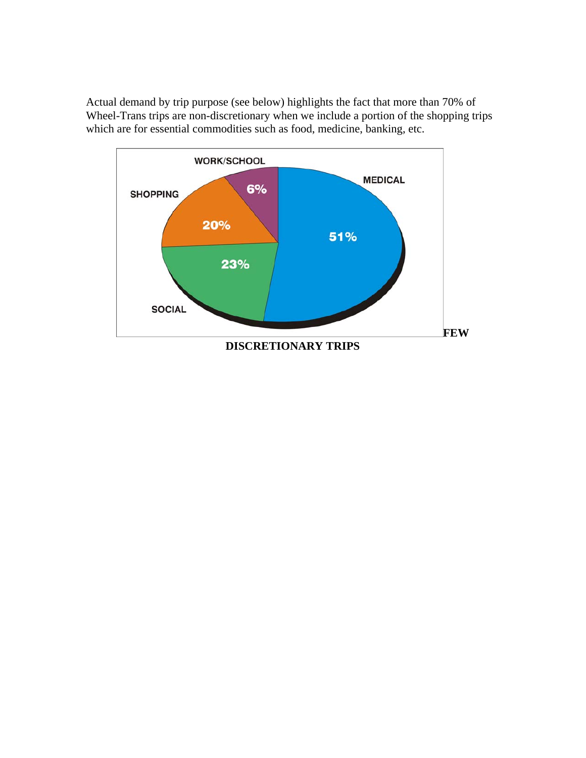Actual demand by trip purpose (see below) highlights the fact that more than 70% of Wheel-Trans trips are non-discretionary when we include a portion of the shopping trips which are for essential commodities such as food, medicine, banking, etc.

| Trip Purpose | Percentage |
|---|---|
| MEDICAL | 51% |
| SOCIAL | 23% |
| SHOPPING | 20% |
| WORK/SCHOOL | 6% |

**FEW DISCRETIONARY TRIPS**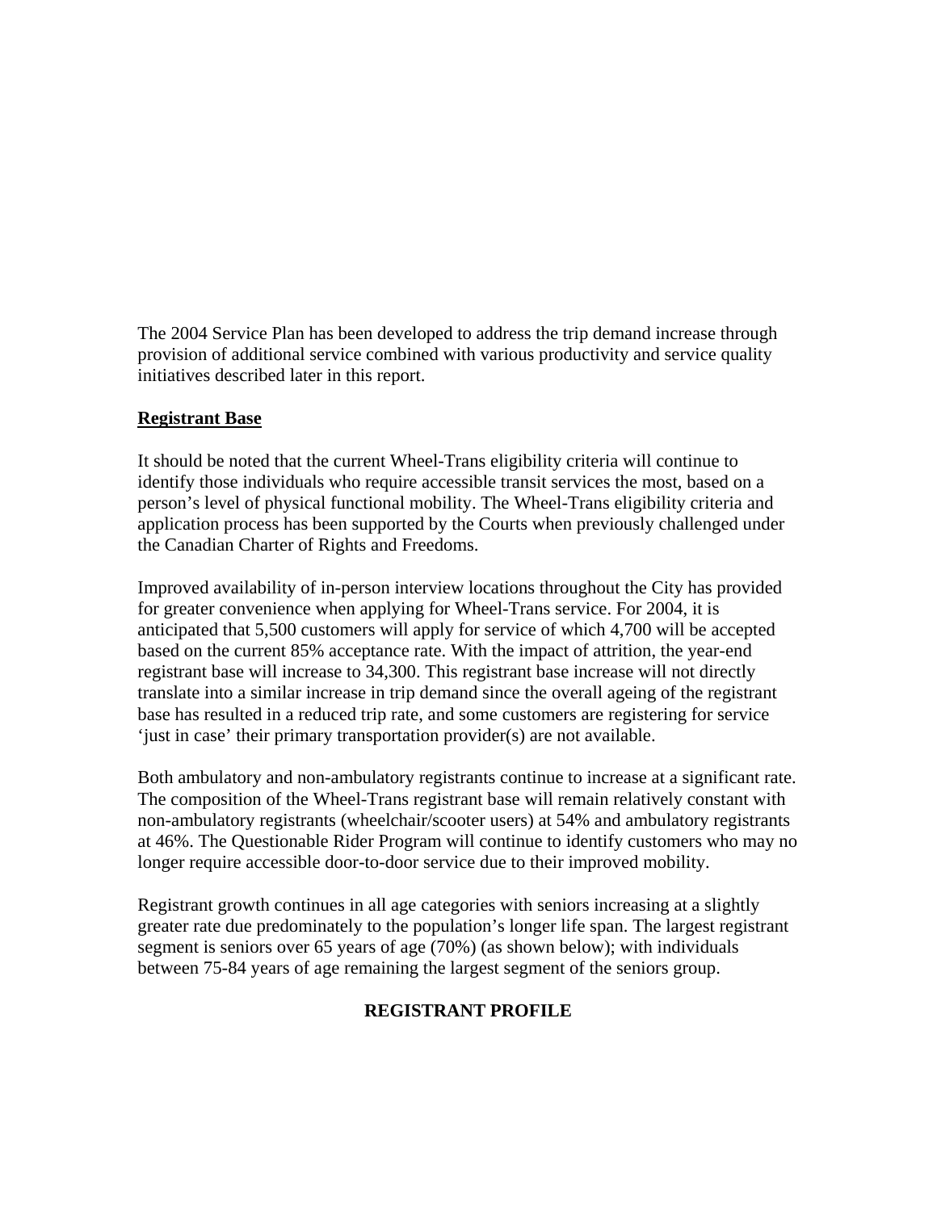The 2004 Service Plan has been developed to address the trip demand increase through provision of additional service combined with various productivity and service quality initiatives described later in this report.

**Registrant Base**

It should be noted that the current Wheel-Trans eligibility criteria will continue to identify those individuals who require accessible transit services the most, based on a person's level of physical functional mobility. The Wheel-Trans eligibility criteria and application process has been supported by the Courts when previously challenged under the Canadian Charter of Rights and Freedoms.

Improved availability of in-person interview locations throughout the City has provided for greater convenience when applying for Wheel-Trans service. For 2004, it is anticipated that 5,500 customers will apply for service of which 4,700 will be accepted based on the current 85% acceptance rate. With the impact of attrition, the year-end registrant base will increase to 34,300. This registrant base increase will not directly translate into a similar increase in trip demand since the overall ageing of the registrant base has resulted in a reduced trip rate, and some customers are registering for service 'just in case' their primary transportation provider(s) are not available.

Both ambulatory and non-ambulatory registrants continue to increase at a significant rate. The composition of the Wheel-Trans registrant base will remain relatively constant with non-ambulatory registrants (wheelchair/scooter users) at 54% and ambulatory registrants at 46%. The Questionable Rider Program will continue to identify customers who may no longer require accessible door-to-door service due to their improved mobility.

Registrant growth continues in all age categories with seniors increasing at a slightly greater rate due predominately to the population's longer life span. The largest registrant segment is seniors over 65 years of age (70%) (as shown below); with individuals between 75-84 years of age remaining the largest segment of the seniors group.

**REGISTRANT PROFILE**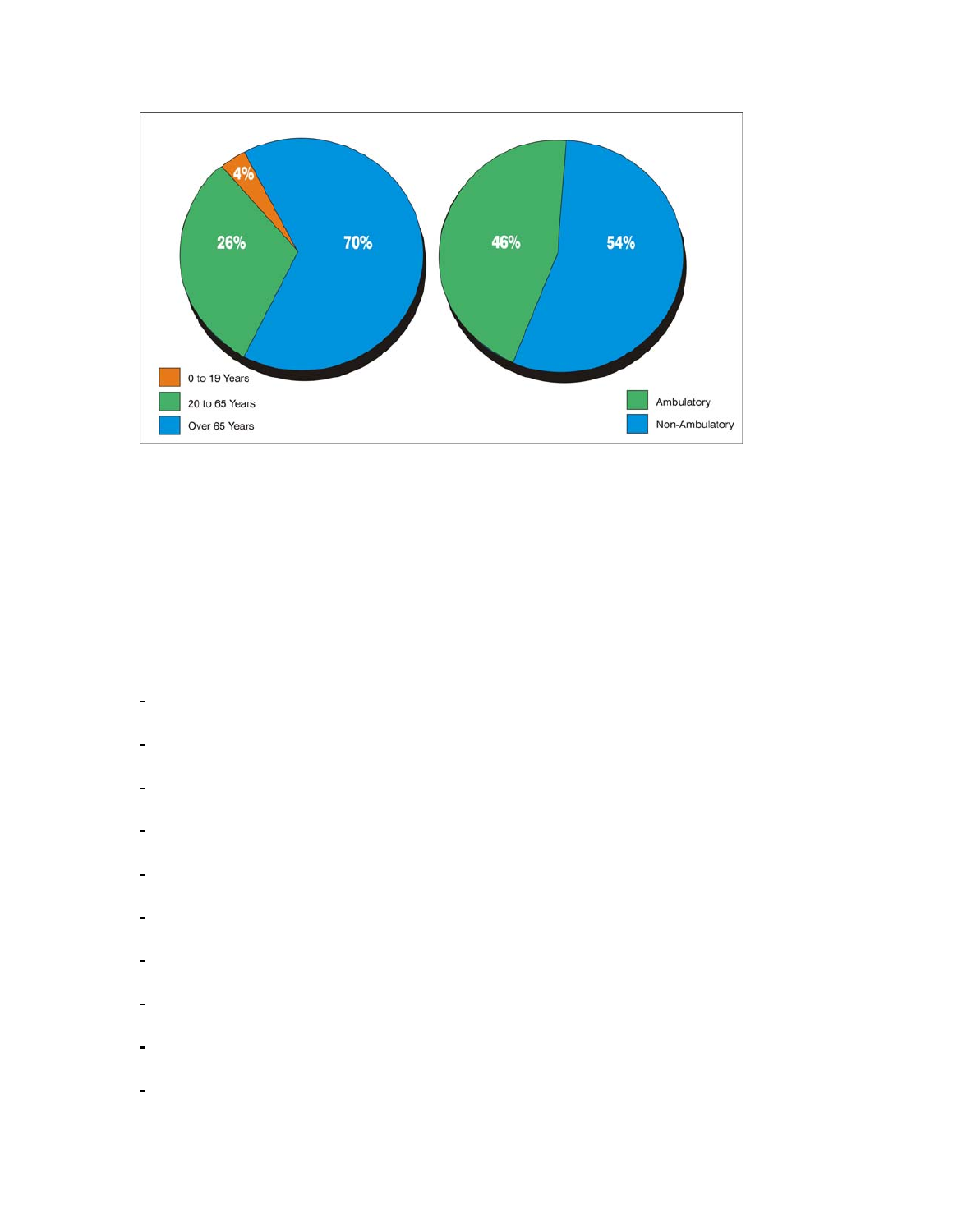4%
26%
70%

46%
54%

0 to 19 Years
20 to 65 Years
Over 65 Years

Ambulatory
Non-Ambulatory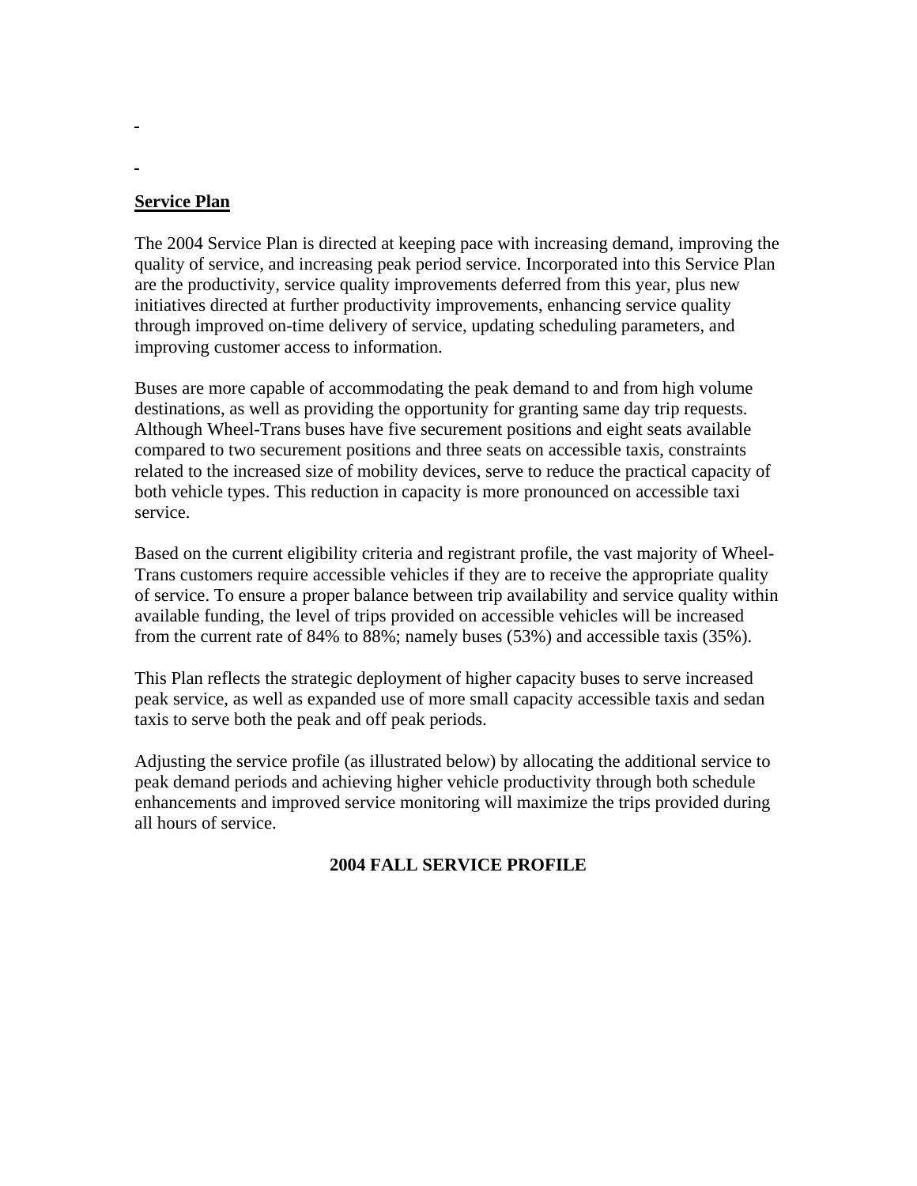## Service Plan

The 2004 Service Plan is directed at keeping pace with increasing demand, improving the quality of service, and increasing peak period service. Incorporated into this Service Plan are the productivity, service quality improvements deferred from this year, plus new initiatives directed at further productivity improvements, enhancing service quality through improved on-time delivery of service, updating scheduling parameters, and improving customer access to information.

Buses are more capable of accommodating the peak demand to and from high volume destinations, as well as providing the opportunity for granting same day trip requests. Although Wheel-Trans buses have five securement positions and eight seats available compared to two securement positions and three seats on accessible taxis, constraints related to the increased size of mobility devices, serve to reduce the practical capacity of both vehicle types. This reduction in capacity is more pronounced on accessible taxi service.

Based on the current eligibility criteria and registrant profile, the vast majority of Wheel-Trans customers require accessible vehicles if they are to receive the appropriate quality of service. To ensure a proper balance between trip availability and service quality within available funding, the level of trips provided on accessible vehicles will be increased from the current rate of 84% to 88%; namely buses (53%) and accessible taxis (35%).

This Plan reflects the strategic deployment of higher capacity buses to serve increased peak service, as well as expanded use of more small capacity accessible taxis and sedan taxis to serve both the peak and off peak periods.

Adjusting the service profile (as illustrated below) by allocating the additional service to peak demand periods and achieving higher vehicle productivity through both schedule enhancements and improved service monitoring will maximize the trips provided during all hours of service.

**2004 FALL SERVICE PROFILE**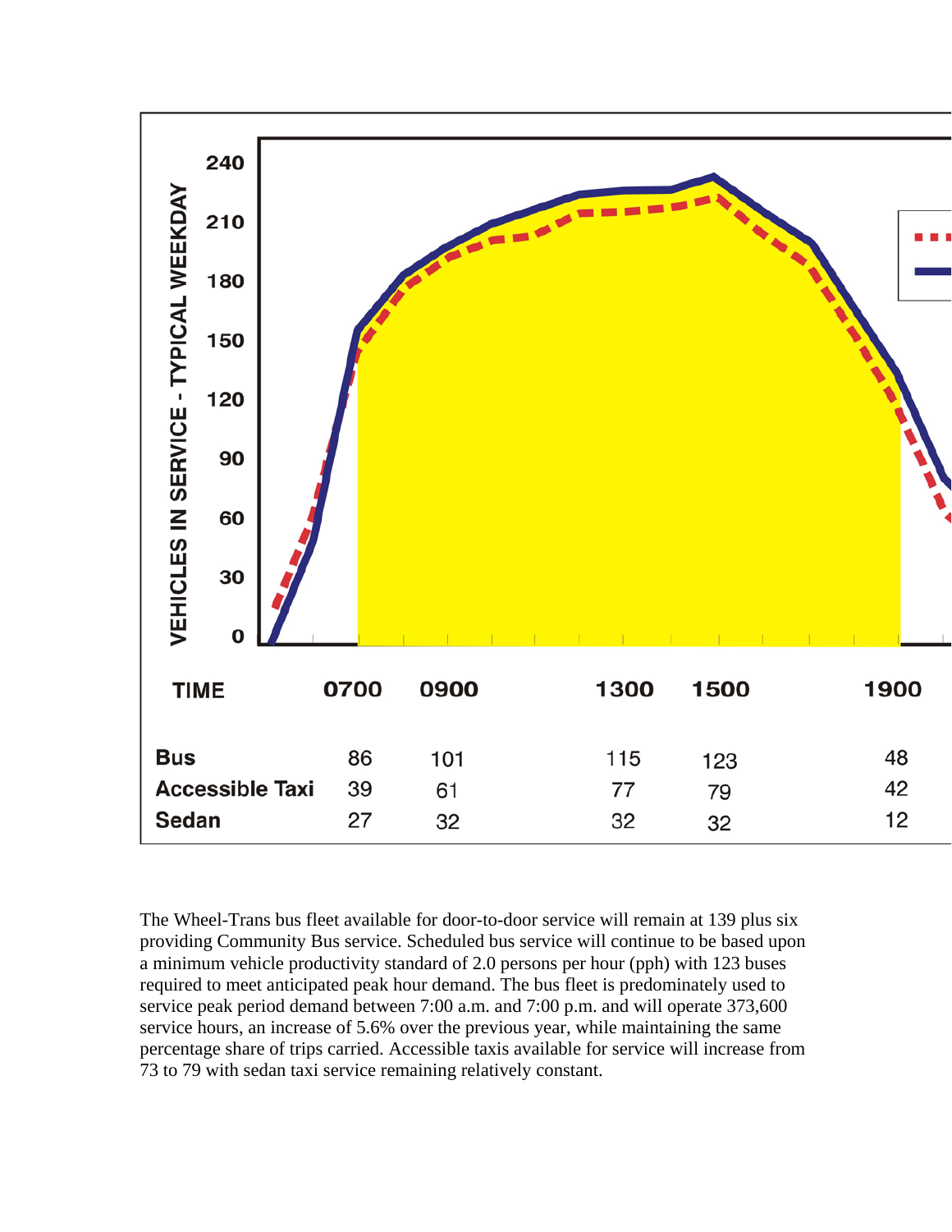| TIME | 0700 | 0900 | 1300 | 1500 | 1900 |
| --- | --- | --- | --- | --- | --- |
| Bus | 86 | 101 | 115 | 123 | 48 |
| Accessible Taxi | 39 | 61 | 77 | 79 | 42 |
| Sedan | 27 | 32 | 32 | 32 | 12 |

The Wheel-Trans bus fleet available for door-to-door service will remain at 139 plus six providing Community Bus service. Scheduled bus service will continue to be based upon a minimum vehicle productivity standard of 2.0 persons per hour (pph) with 123 buses required to meet anticipated peak hour demand. The bus fleet is predominately used to service peak period demand between 7:00 a.m. and 7:00 p.m. and will operate 373,600 service hours, an increase of 5.6% over the previous year, while maintaining the same percentage share of trips carried. Accessible taxis available for service will increase from 73 to 79 with sedan taxi service remaining relatively constant.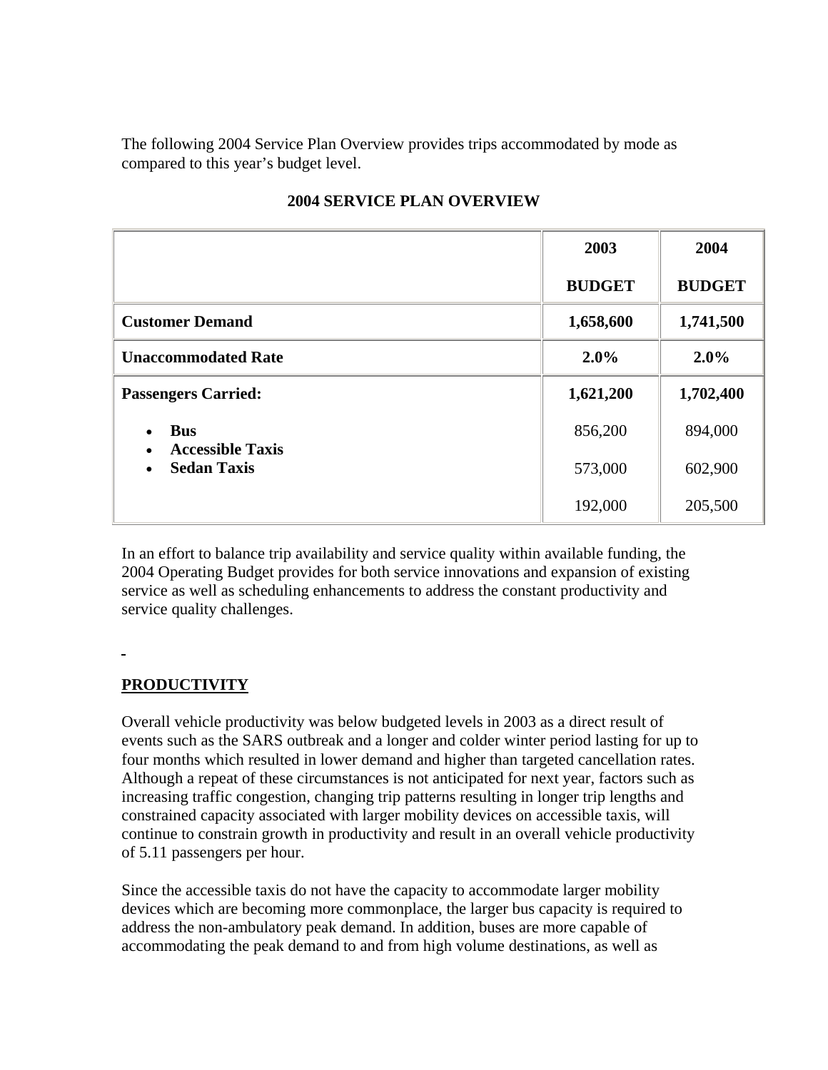The following 2004 Service Plan Overview provides trips accommodated by mode as compared to this year's budget level.

**2004 SERVICE PLAN OVERVIEW**

| | **2003 BUDGET** | **2004 BUDGET** |
|---|---|---|
| **Customer Demand** | **1,658,600** | **1,741,500** |
| **Unaccommodated Rate** | **2.0%** | **2.0%** |
| **Passengers Carried:** | **1,621,200** | **1,702,400** |
| • **Bus** | 856,200 | 894,000 |
| • **Accessible Taxis** | 573,000 | 602,900 |
| • **Sedan Taxis** | 192,000 | 205,500 |

In an effort to balance trip availability and service quality within available funding, the 2004 Operating Budget provides for both service innovations and expansion of existing service as well as scheduling enhancements to address the constant productivity and service quality challenges.

## PRODUCTIVITY

Overall vehicle productivity was below budgeted levels in 2003 as a direct result of events such as the SARS outbreak and a longer and colder winter period lasting for up to four months which resulted in lower demand and higher than targeted cancellation rates. Although a repeat of these circumstances is not anticipated for next year, factors such as increasing traffic congestion, changing trip patterns resulting in longer trip lengths and constrained capacity associated with larger mobility devices on accessible taxis, will continue to constrain growth in productivity and result in an overall vehicle productivity of 5.11 passengers per hour.

Since the accessible taxis do not have the capacity to accommodate larger mobility devices which are becoming more commonplace, the larger bus capacity is required to address the non-ambulatory peak demand. In addition, buses are more capable of accommodating the peak demand to and from high volume destinations, as well as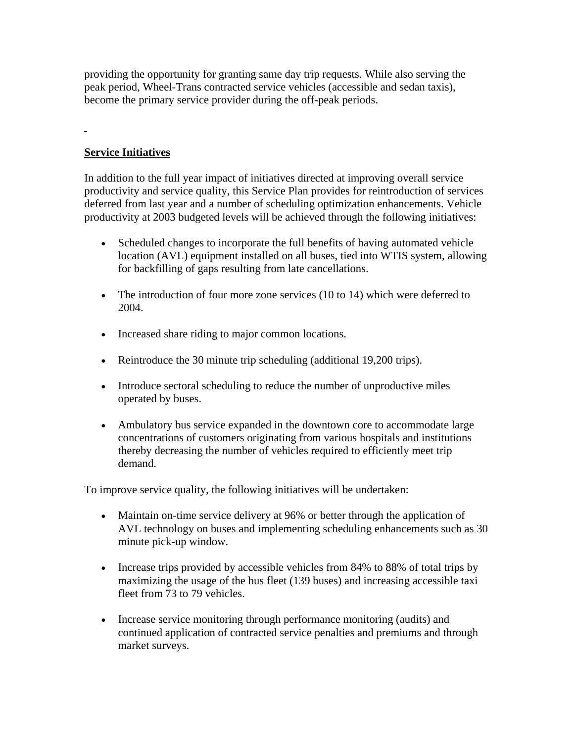providing the opportunity for granting same day trip requests. While also serving the peak period, Wheel-Trans contracted service vehicles (accessible and sedan taxis), become the primary service provider during the off-peak periods.

## Service Initiatives

In addition to the full year impact of initiatives directed at improving overall service productivity and service quality, this Service Plan provides for reintroduction of services deferred from last year and a number of scheduling optimization enhancements. Vehicle productivity at 2003 budgeted levels will be achieved through the following initiatives:

- Scheduled changes to incorporate the full benefits of having automated vehicle location (AVL) equipment installed on all buses, tied into WTIS system, allowing for backfilling of gaps resulting from late cancellations.
- The introduction of four more zone services (10 to 14) which were deferred to 2004.
- Increased share riding to major common locations.
- Reintroduce the 30 minute trip scheduling (additional 19,200 trips).
- Introduce sectoral scheduling to reduce the number of unproductive miles operated by buses.
- Ambulatory bus service expanded in the downtown core to accommodate large concentrations of customers originating from various hospitals and institutions thereby decreasing the number of vehicles required to efficiently meet trip demand.

To improve service quality, the following initiatives will be undertaken:

- Maintain on-time service delivery at 96% or better through the application of AVL technology on buses and implementing scheduling enhancements such as 30 minute pick-up window.
- Increase trips provided by accessible vehicles from 84% to 88% of total trips by maximizing the usage of the bus fleet (139 buses) and increasing accessible taxi fleet from 73 to 79 vehicles.
- Increase service monitoring through performance monitoring (audits) and continued application of contracted service penalties and premiums and through market surveys.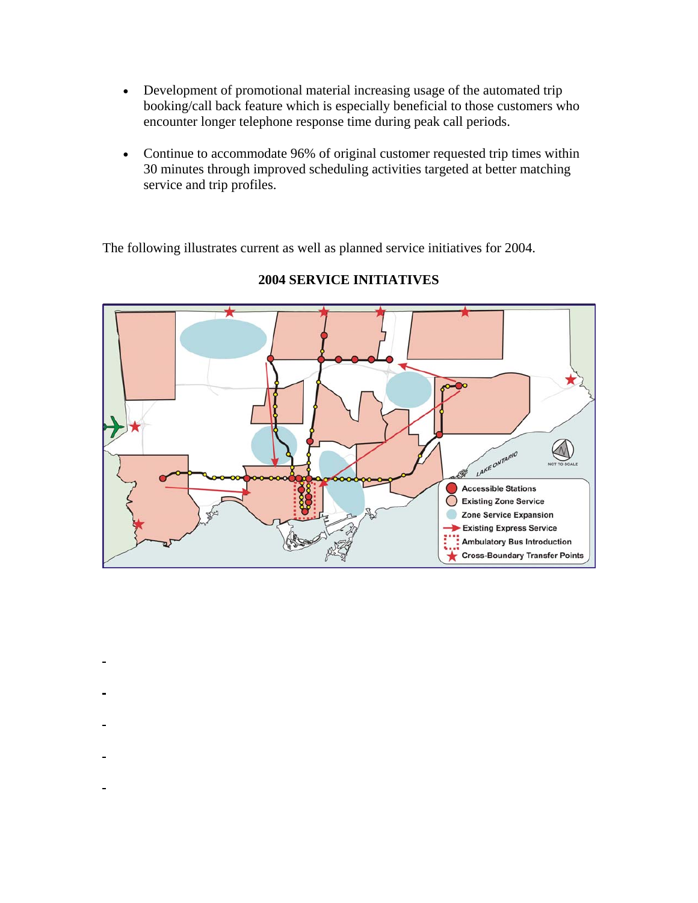- Development of promotional material increasing usage of the automated trip booking/call back feature which is especially beneficial to those customers who encounter longer telephone response time during peak call periods.

- Continue to accommodate 96% of original customer requested trip times within 30 minutes through improved scheduling activities targeted at better matching service and trip profiles.

The following illustrates current as well as planned service initiatives for 2004.

**2004 SERVICE INITIATIVES**

LAKE ONTARIO

NOT TO SCALE

- Accessible Stations
- Existing Zone Service
- Zone Service Expansion
- Existing Express Service
- Ambulatory Bus Introduction
- Cross-Boundary Transfer Points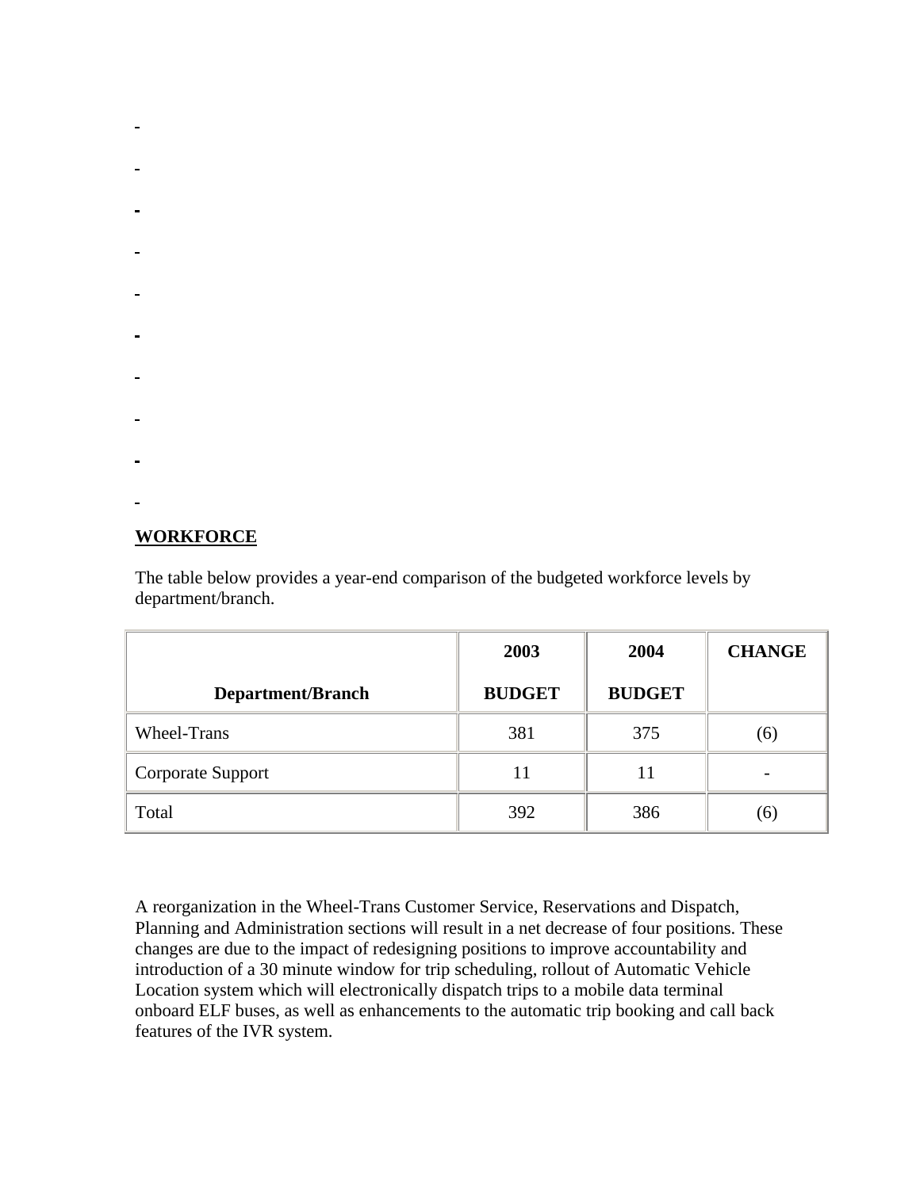## WORKFORCE

The table below provides a year-end comparison of the budgeted workforce levels by department/branch.

| Department/Branch | 2003 BUDGET | 2004 BUDGET | CHANGE |
|---|---|---|---|
| Wheel-Trans | 381 | 375 | (6) |
| Corporate Support | 11 | 11 | - |
| Total | 392 | 386 | (6) |

A reorganization in the Wheel-Trans Customer Service, Reservations and Dispatch, Planning and Administration sections will result in a net decrease of four positions. These changes are due to the impact of redesigning positions to improve accountability and introduction of a 30 minute window for trip scheduling, rollout of Automatic Vehicle Location system which will electronically dispatch trips to a mobile data terminal onboard ELF buses, as well as enhancements to the automatic trip booking and call back features of the IVR system.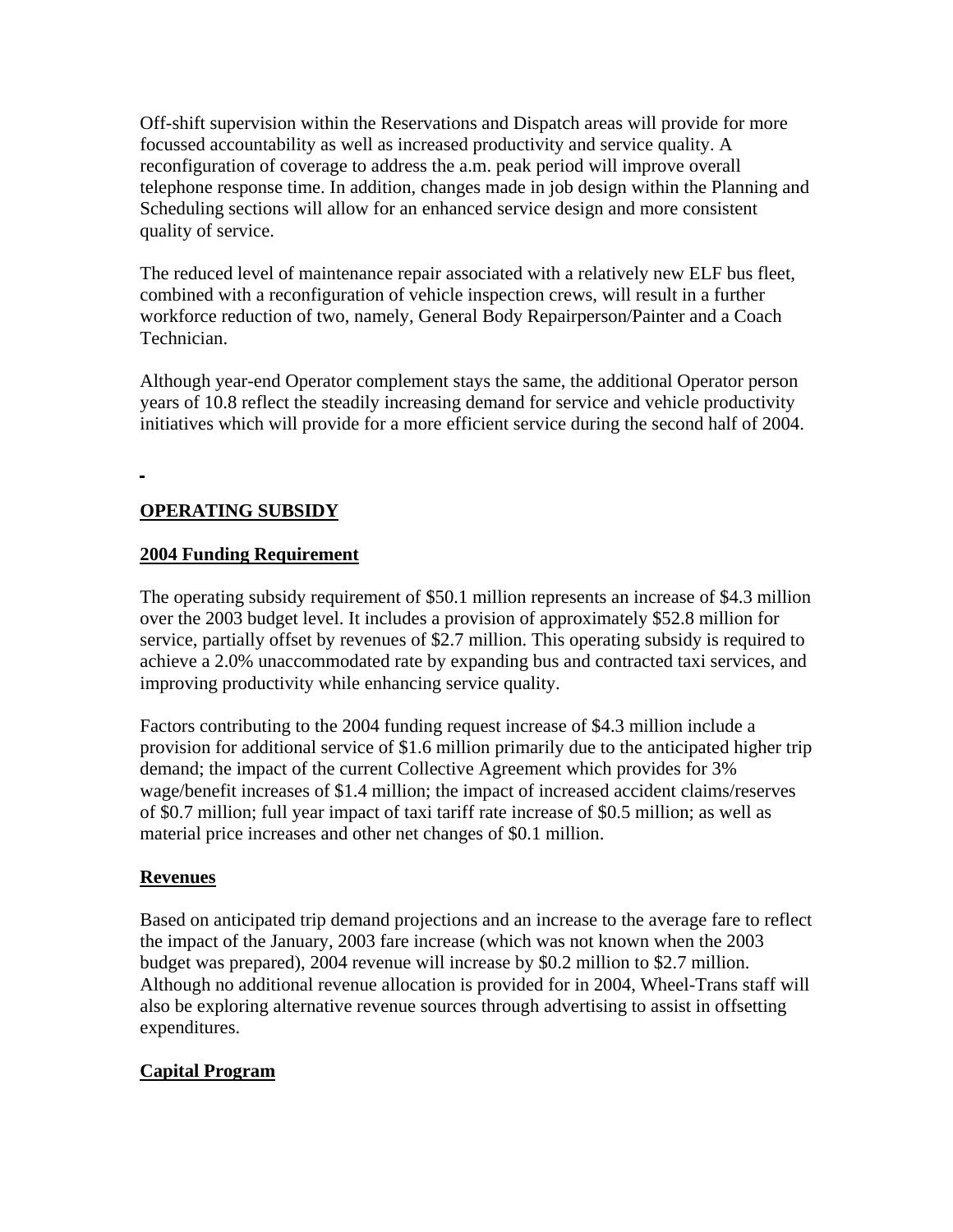Off-shift supervision within the Reservations and Dispatch areas will provide for more focussed accountability as well as increased productivity and service quality. A reconfiguration of coverage to address the a.m. peak period will improve overall telephone response time. In addition, changes made in job design within the Planning and Scheduling sections will allow for an enhanced service design and more consistent quality of service.

The reduced level of maintenance repair associated with a relatively new ELF bus fleet, combined with a reconfiguration of vehicle inspection crews, will result in a further workforce reduction of two, namely, General Body Repairperson/Painter and a Coach Technician.

Although year-end Operator complement stays the same, the additional Operator person years of 10.8 reflect the steadily increasing demand for service and vehicle productivity initiatives which will provide for a more efficient service during the second half of 2004.

## OPERATING SUBSIDY

### 2004 Funding Requirement

The operating subsidy requirement of $50.1 million represents an increase of $4.3 million over the 2003 budget level. It includes a provision of approximately $52.8 million for service, partially offset by revenues of $2.7 million. This operating subsidy is required to achieve a 2.0% unaccommodated rate by expanding bus and contracted taxi services, and improving productivity while enhancing service quality.

Factors contributing to the 2004 funding request increase of $4.3 million include a provision for additional service of $1.6 million primarily due to the anticipated higher trip demand; the impact of the current Collective Agreement which provides for 3% wage/benefit increases of $1.4 million; the impact of increased accident claims/reserves of $0.7 million; full year impact of taxi tariff rate increase of $0.5 million; as well as material price increases and other net changes of $0.1 million.

### Revenues

Based on anticipated trip demand projections and an increase to the average fare to reflect the impact of the January, 2003 fare increase (which was not known when the 2003 budget was prepared), 2004 revenue will increase by $0.2 million to $2.7 million. Although no additional revenue allocation is provided for in 2004, Wheel-Trans staff will also be exploring alternative revenue sources through advertising to assist in offsetting expenditures.

### Capital Program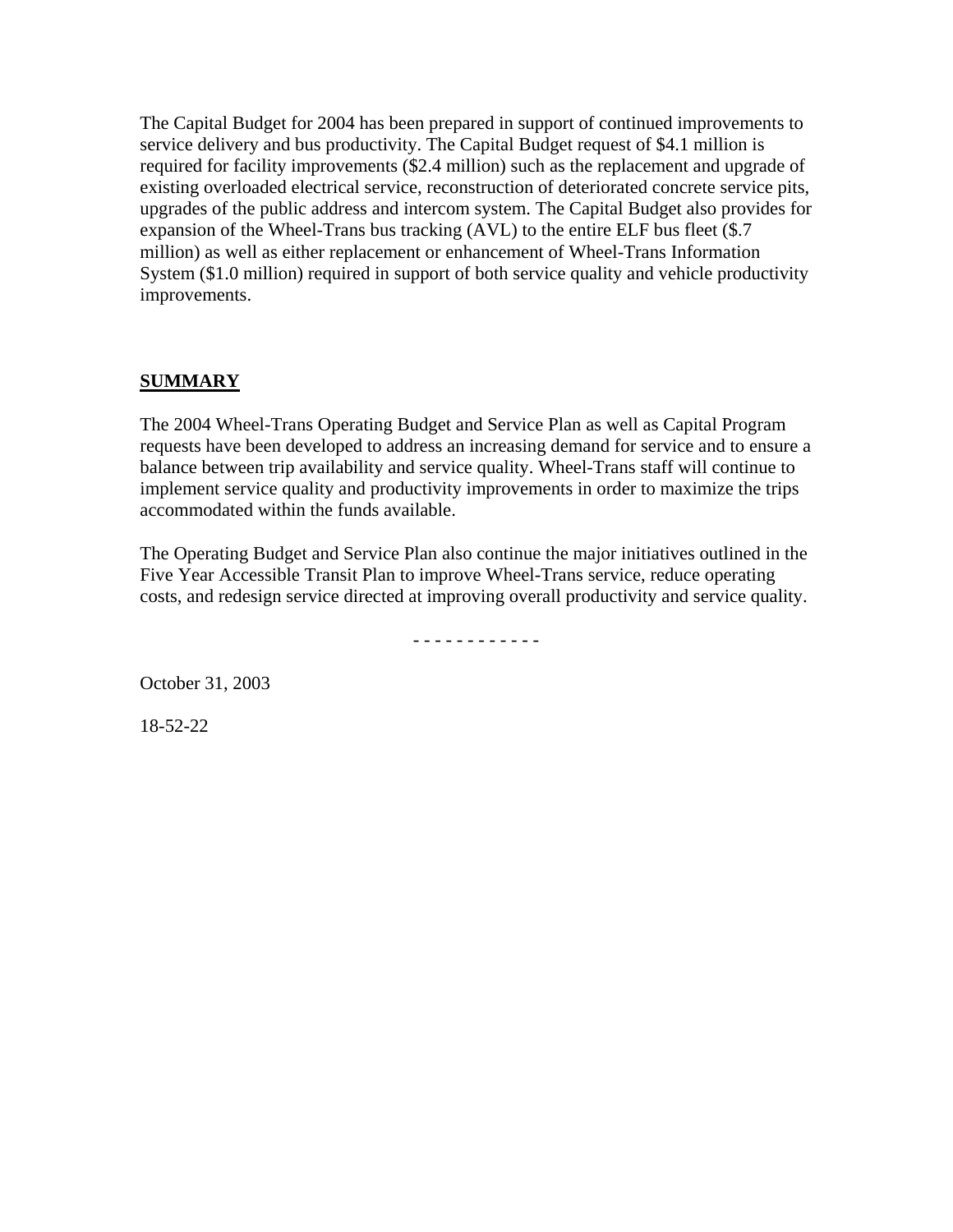The Capital Budget for 2004 has been prepared in support of continued improvements to service delivery and bus productivity. The Capital Budget request of $4.1 million is required for facility improvements ($2.4 million) such as the replacement and upgrade of existing overloaded electrical service, reconstruction of deteriorated concrete service pits, upgrades of the public address and intercom system. The Capital Budget also provides for expansion of the Wheel-Trans bus tracking (AVL) to the entire ELF bus fleet ($.7 million) as well as either replacement or enhancement of Wheel-Trans Information System ($1.0 million) required in support of both service quality and vehicle productivity improvements.

## SUMMARY

The 2004 Wheel-Trans Operating Budget and Service Plan as well as Capital Program requests have been developed to address an increasing demand for service and to ensure a balance between trip availability and service quality. Wheel-Trans staff will continue to implement service quality and productivity improvements in order to maximize the trips accommodated within the funds available.

The Operating Budget and Service Plan also continue the major initiatives outlined in the Five Year Accessible Transit Plan to improve Wheel-Trans service, reduce operating costs, and redesign service directed at improving overall productivity and service quality.

\- - - - - - - - - - - -

October 31, 2003

18-52-22